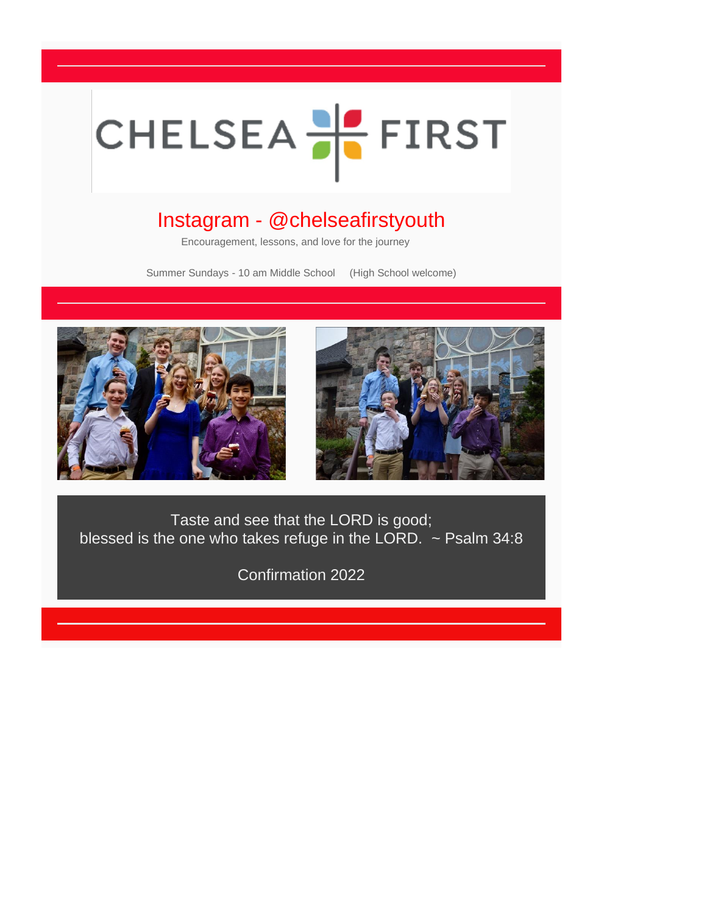CHELSEA FIRST

## Instagram - @chelseafirstyouth

Encouragement, lessons, and love for the journey

Summer Sundays - 10 am Middle School (High School welcome)

Taste and see that the LORD is good;
blessed is the one who takes refuge in the LORD. ~ Psalm 34:8

Confirmation 2022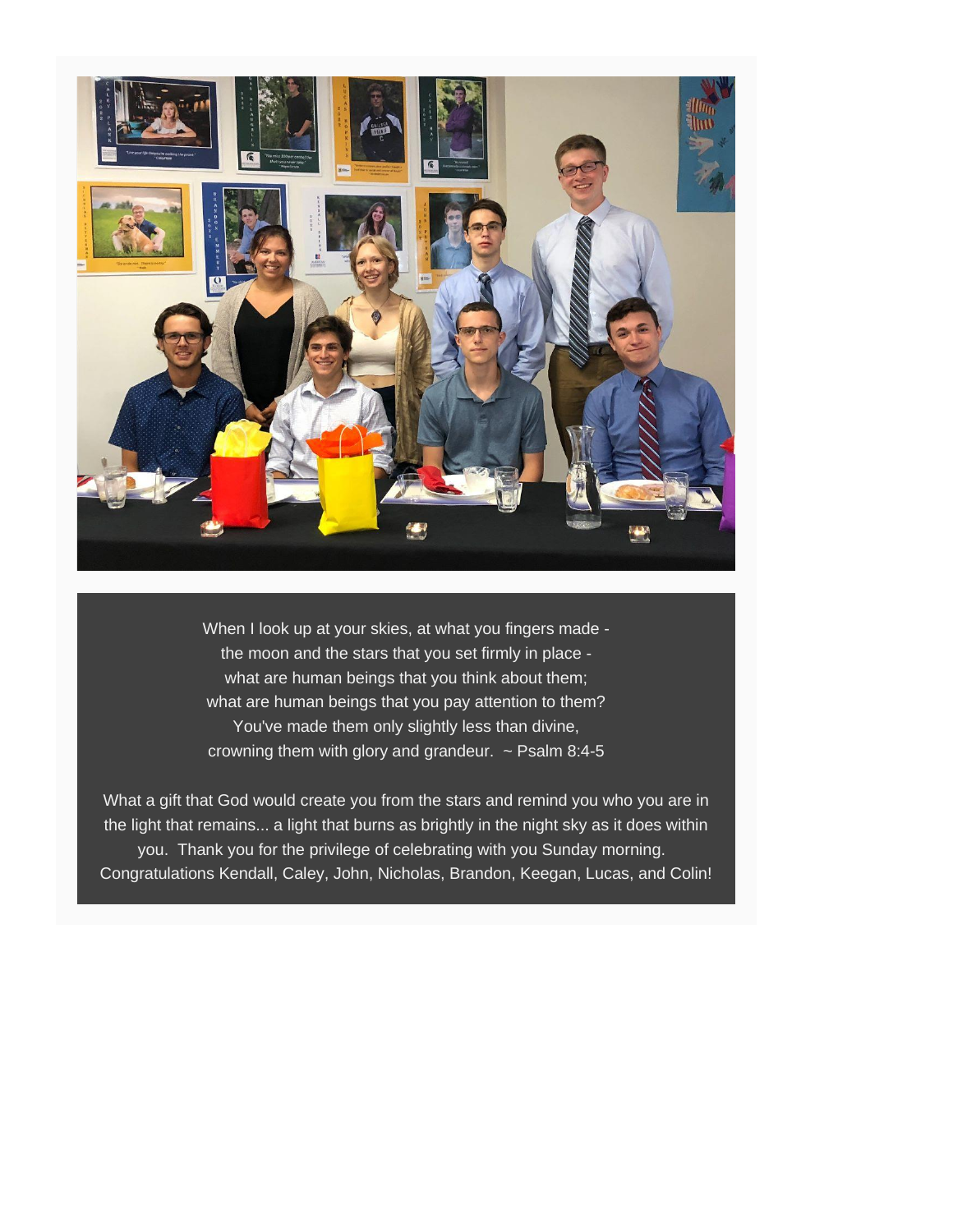When I look up at your skies, at what you fingers made -
the moon and the stars that you set firmly in place -
what are human beings that you think about them;
what are human beings that you pay attention to them?
You've made them only slightly less than divine,
crowning them with glory and grandeur. ~ Psalm 8:4-5

What a gift that God would create you from the stars and remind you who you are in the light that remains... a light that burns as brightly in the night sky as it does within you. Thank you for the privilege of celebrating with you Sunday morning. Congratulations Kendall, Caley, John, Nicholas, Brandon, Keegan, Lucas, and Colin!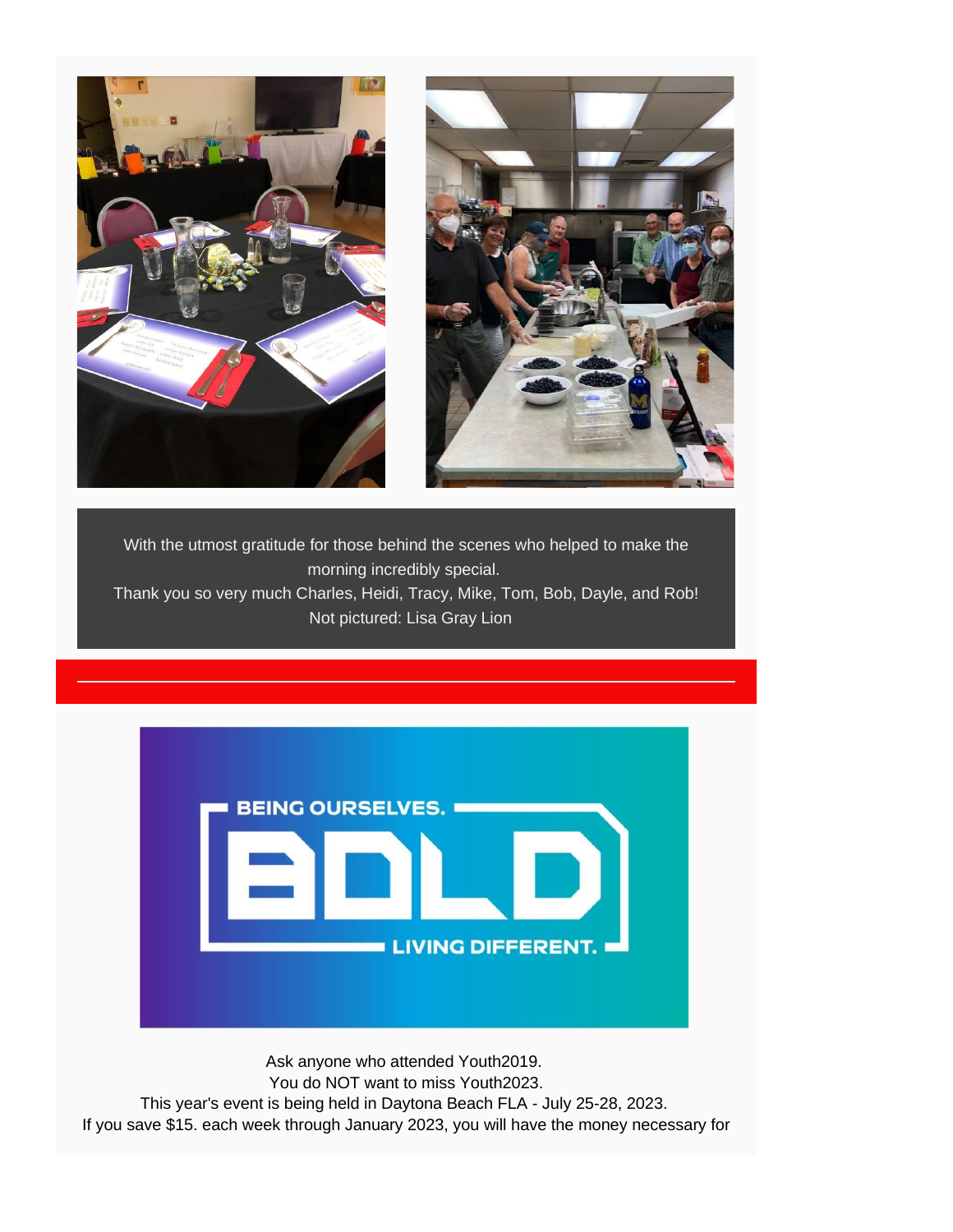With the utmost gratitude for those behind the scenes who helped to make the morning incredibly special.
Thank you so very much Charles, Heidi, Tracy, Mike, Tom, Bob, Dayle, and Rob!
Not pictured: Lisa Gray Lion

BEING OURSELVES.

BOLD

LIVING DIFFERENT.

Ask anyone who attended Youth2019.
You do NOT want to miss Youth2023.
This year's event is being held in Daytona Beach FLA - July 25-28, 2023.
If you save $15. each week through January 2023, you will have the money necessary for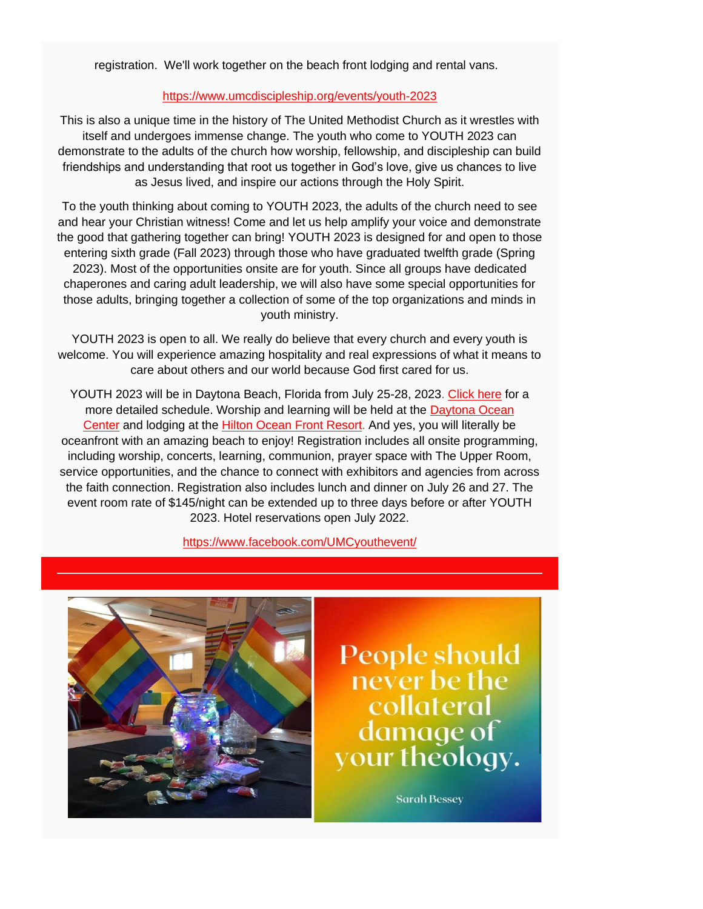registration. We'll work together on the beach front lodging and rental vans.

https://www.umcdiscipleship.org/events/youth-2023

This is also a unique time in the history of The United Methodist Church as it wrestles with itself and undergoes immense change. The youth who come to YOUTH 2023 can demonstrate to the adults of the church how worship, fellowship, and discipleship can build friendships and understanding that root us together in God's love, give us chances to live as Jesus lived, and inspire our actions through the Holy Spirit.

To the youth thinking about coming to YOUTH 2023, the adults of the church need to see and hear your Christian witness! Come and let us help amplify your voice and demonstrate the good that gathering together can bring! YOUTH 2023 is designed for and open to those entering sixth grade (Fall 2023) through those who have graduated twelfth grade (Spring 2023). Most of the opportunities onsite are for youth. Since all groups have dedicated chaperones and caring adult leadership, we will also have some special opportunities for those adults, bringing together a collection of some of the top organizations and minds in youth ministry.

YOUTH 2023 is open to all. We really do believe that every church and every youth is welcome. You will experience amazing hospitality and real expressions of what it means to care about others and our world because God first cared for us.

YOUTH 2023 will be in Daytona Beach, Florida from July 25-28, 2023. Click here for a more detailed schedule. Worship and learning will be held at the Daytona Ocean Center and lodging at the Hilton Ocean Front Resort. And yes, you will literally be oceanfront with an amazing beach to enjoy! Registration includes all onsite programming, including worship, concerts, learning, communion, prayer space with The Upper Room, service opportunities, and the chance to connect with exhibitors and agencies from across the faith connection. Registration also includes lunch and dinner on July 26 and 27. The event room rate of $145/night can be extended up to three days before or after YOUTH 2023. Hotel reservations open July 2022.

https://www.facebook.com/UMCyouthevent/

People should never be the collateral damage of your theology.

Sarah Bessey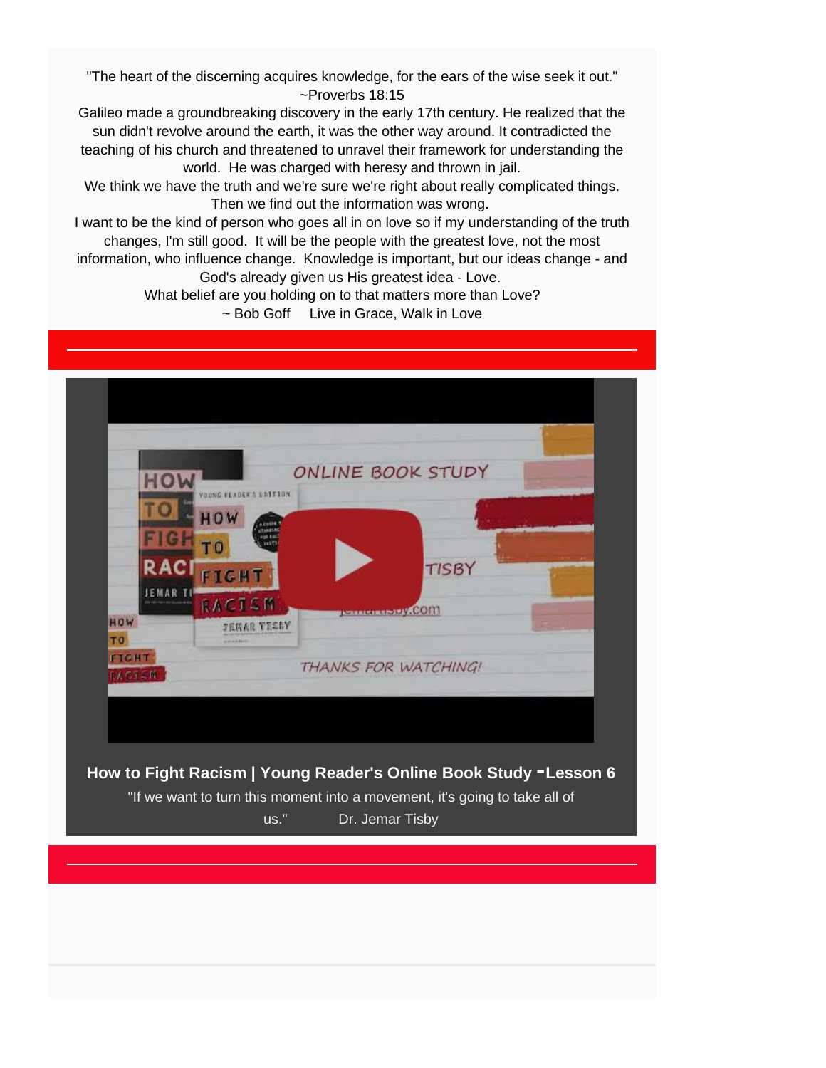"The heart of the discerning acquires knowledge, for the ears of the wise seek it out." ~Proverbs 18:15

Galileo made a groundbreaking discovery in the early 17th century. He realized that the sun didn't revolve around the earth, it was the other way around. It contradicted the teaching of his church and threatened to unravel their framework for understanding the world. He was charged with heresy and thrown in jail.

We think we have the truth and we're sure we're right about really complicated things. Then we find out the information was wrong.

I want to be the kind of person who goes all in on love so if my understanding of the truth changes, I'm still good. It will be the people with the greatest love, not the most information, who influence change. Knowledge is important, but our ideas change - and God's already given us His greatest idea - Love.

What belief are you holding on to that matters more than Love?

~ Bob Goff Live in Grace, Walk in Love

**How to Fight Racism | Young Reader's Online Book Study -Lesson 6**

"If we want to turn this moment into a movement, it's going to take all of us." Dr. Jemar Tisby